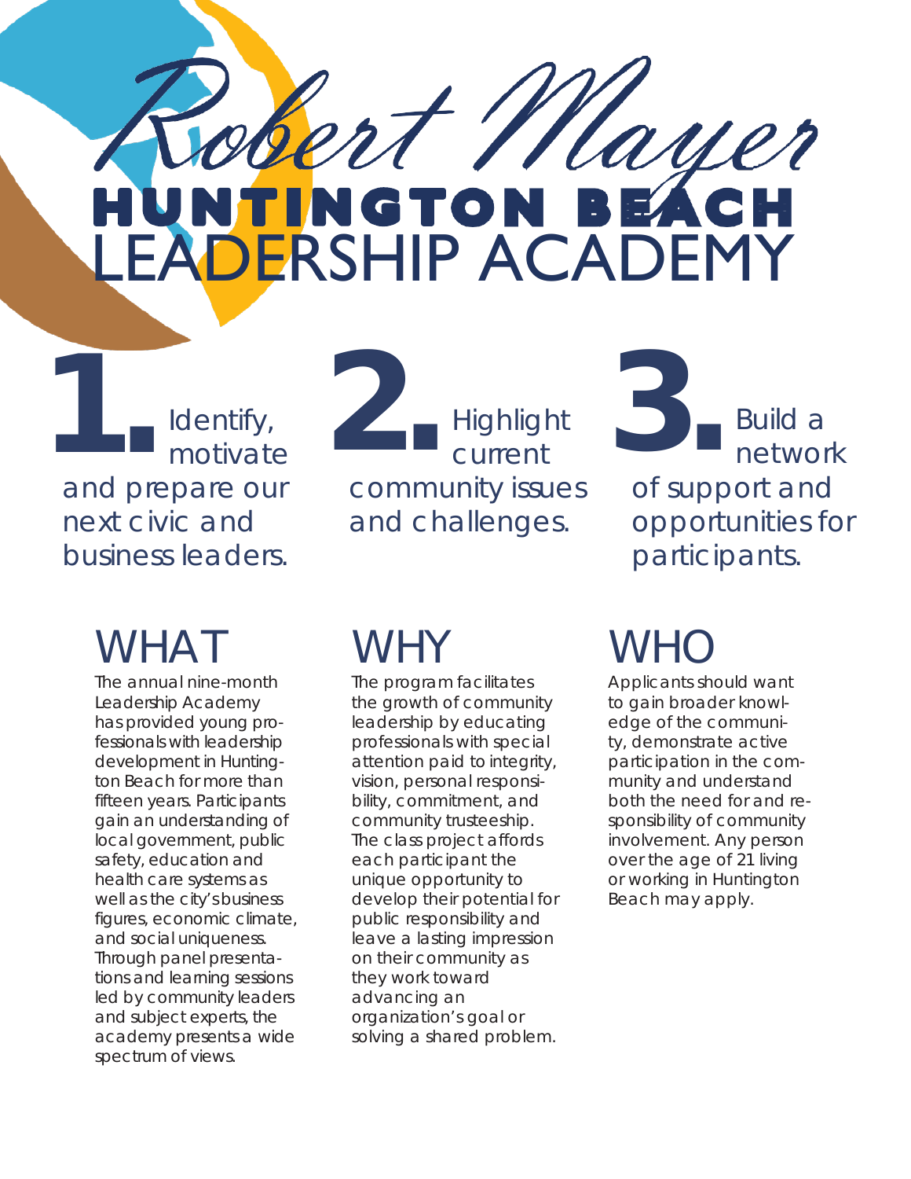# Robert Mayer HUNTINGTON BEACH LEADERSHIP ACADEMY

**1.** Identify, motivate and prepare our next civic and business leaders.

**2.** Highlight current community issues and challenges.

**3.** Build a network of support and opportunities for participants.

## WHAT

The annual nine-month Leadership Academy has provided young professionals with leadership development in Huntington Beach for more than fifteen years. Participants gain an understanding of local government, public safety, education and health care systems as well as the city's business figures, economic climate, and social uniqueness. Through panel presentations and learning sessions led by community leaders and subject experts, the academy presents a wide spectrum of views.

## WHY

The program facilitates the growth of community leadership by educating professionals with special attention paid to integrity, vision, personal responsibility, commitment, and community trusteeship. The class project affords each participant the unique opportunity to develop their potential for public responsibility and leave a lasting impression on their community as they work toward advancing an organization's goal or solving a shared problem.

## WHO

Applicants should want to gain broader knowledge of the community, demonstrate active participation in the community and understand both the need for and responsibility of community involvement. Any person over the age of 21 living or working in Huntington Beach may apply.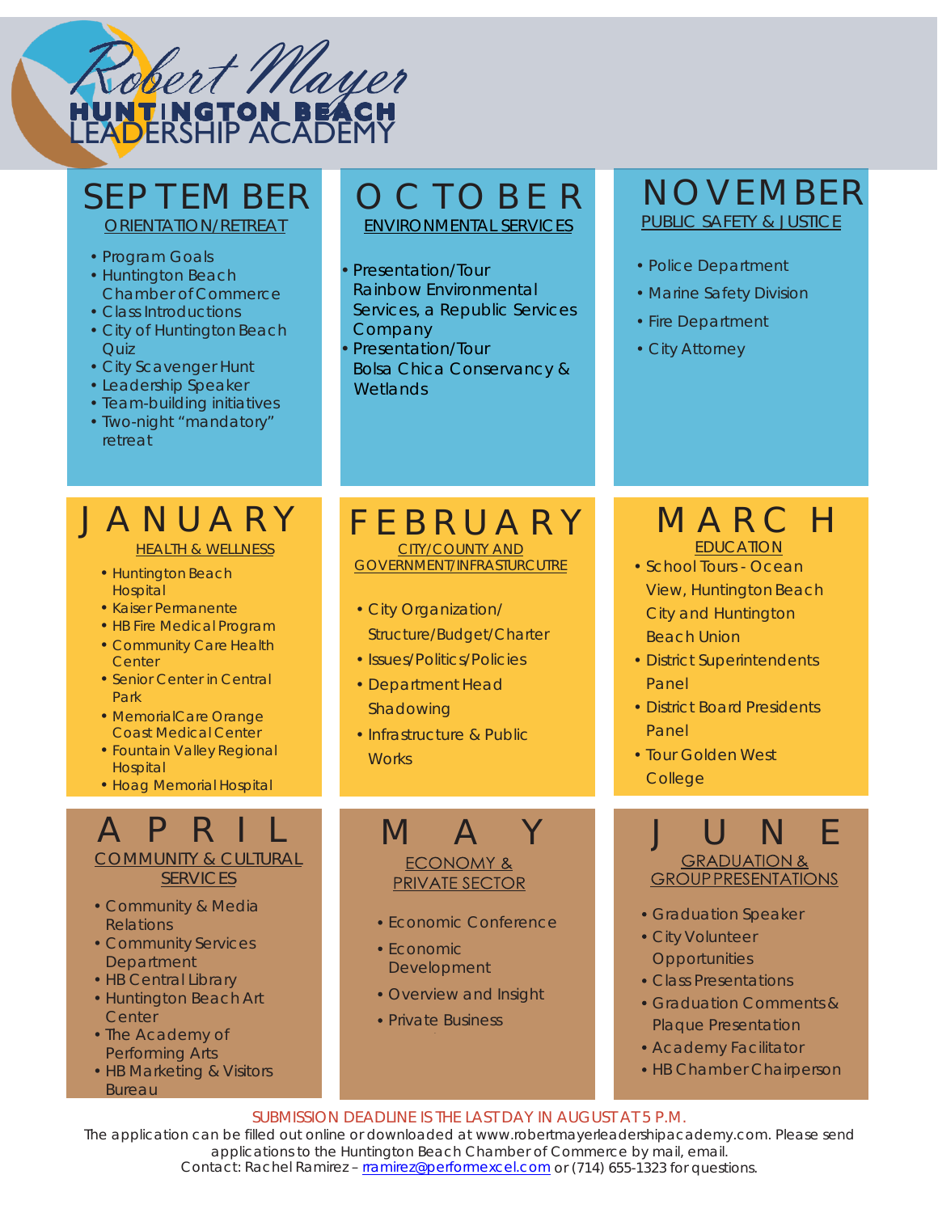# Robert Mayer Huntington Beach Leadership Academy

## SEPTEMBER

ORIENTATION/RETREAT

- Program Goals
- Huntington Beach Chamber of Commerce
- Class Introductions
- City of Huntington Beach Quiz
- City Scavenger Hunt
- Leadership Speaker
- Team-building initiatives
- Two-night "mandatory" retreat

## OCTOBER

ENVIRONMENTAL SERVICES

- Presentation/Tour Rainbow Environmental Services, a Republic Services Company
- Presentation/Tour Bolsa Chica Conservancy & Wetlands

## NOVEMBER

PUBLIC SAFETY & JUSTICE

- Police Department
- Marine Safety Division
- Fire Department
- City Attorney

## JANUARY

HEALTH & WELLNESS

- Huntington Beach Hospital
- Kaiser Permanente
- HB Fire Medical Program
- Community Care Health Center
- Senior Center in Central Park
- MemorialCare Orange Coast Medical Center
- Fountain Valley Regional Hospital
- Hoag Memorial Hospital

## FEBRUARY

CITY/COUNTY AND GOVERNMENT/INFRASTURCUTRE

- City Organization/ Structure/Budget/Charter
- Issues/Politics/Policies
- Department Head Shadowing
- Infrastructure & Public Works

## MARCH

EDUCATION

- School Tours - Ocean View, Huntington Beach City and Huntington Beach Union
- District Superintendents Panel
- District Board Presidents Panel
- Tour Golden West College

## APRIL

COMMUNITY & CULTURAL SERVICES

- Community & Media Relations
- Community Services Department
- HB Central Library
- Huntington Beach Art Center
- The Academy of Performing Arts
- HB Marketing & Visitors Bureau

## MAY

ECONOMY & PRIVATE SECTOR

- Economic Conference
- Economic Development
- Overview and Insight
- Private Business

## JUNE

GRADUATION & GROUP PRESENTATIONS

- Graduation Speaker
- City Volunteer Opportunities
- Class Presentations
- Graduation Comments & Plaque Presentation
- Academy Facilitator
- HB Chamber Chairperson

SUBMISSION DEADLINE IS THE LAST DAY IN AUGUST AT 5 P.M.

The application can be filled out online or downloaded at www.robertmayerleadershipacademy.com. Please send applications to the Huntington Beach Chamber of Commerce by mail, email.
Contact: Rachel Ramirez – rramirez@performexcel.com or (714) 655-1323 for questions.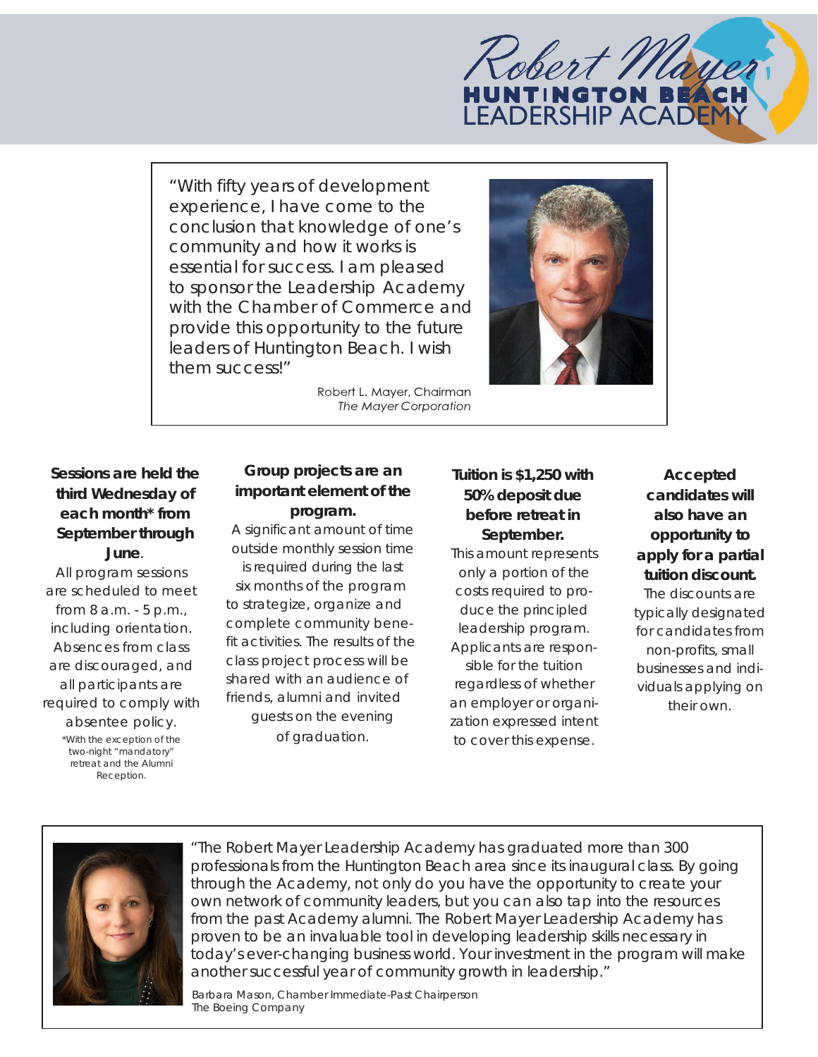Robert Mayer
HUNTINGTON BEACH
LEADERSHIP ACADEMY

"With fifty years of development experience, I have come to the conclusion that knowledge of one's community and how it works is essential for success. I am pleased to sponsor the Leadership Academy with the Chamber of Commerce and provide this opportunity to the future leaders of Huntington Beach. I wish them success!"

Robert L. Mayer, Chairman
*The Mayer Corporation*

**Sessions are held the third Wednesday of each month* from September through June**.
All program sessions are scheduled to meet from 8 a.m. - 5 p.m., including orientation. Absences from class are discouraged, and all participants are required to comply with absentee policy.

*With the exception of the two-night "mandatory" retreat and the Alumni Reception.

**Group projects are an important element of the program.**
A significant amount of time outside monthly session time is required during the last six months of the program to strategize, organize and complete community benefit activities. The results of the class project process will be shared with an audience of friends, alumni and invited guests on the evening of graduation.

**Tuition is $1,250 with 50% deposit due before retreat in September.**
This amount represents only a portion of the costs required to produce the principled leadership program. Applicants are responsible for the tuition regardless of whether an employer or organization expressed intent to cover this expense.

**Accepted candidates will also have an opportunity to apply for a partial tuition discount.**
The discounts are typically designated for candidates from non-profits, small businesses and individuals applying on their own.

"The Robert Mayer Leadership Academy has graduated more than 300 professionals from the Huntington Beach area since its inaugural class. By going through the Academy, not only do you have the opportunity to create your own network of community leaders, but you can also tap into the resources from the past Academy alumni. The Robert Mayer Leadership Academy has proven to be an invaluable tool in developing leadership skills necessary in today's ever-changing business world. Your investment in the program will make another successful year of community growth in leadership."

Barbara Mason, Chamber Immediate-Past Chairperson
The Boeing Company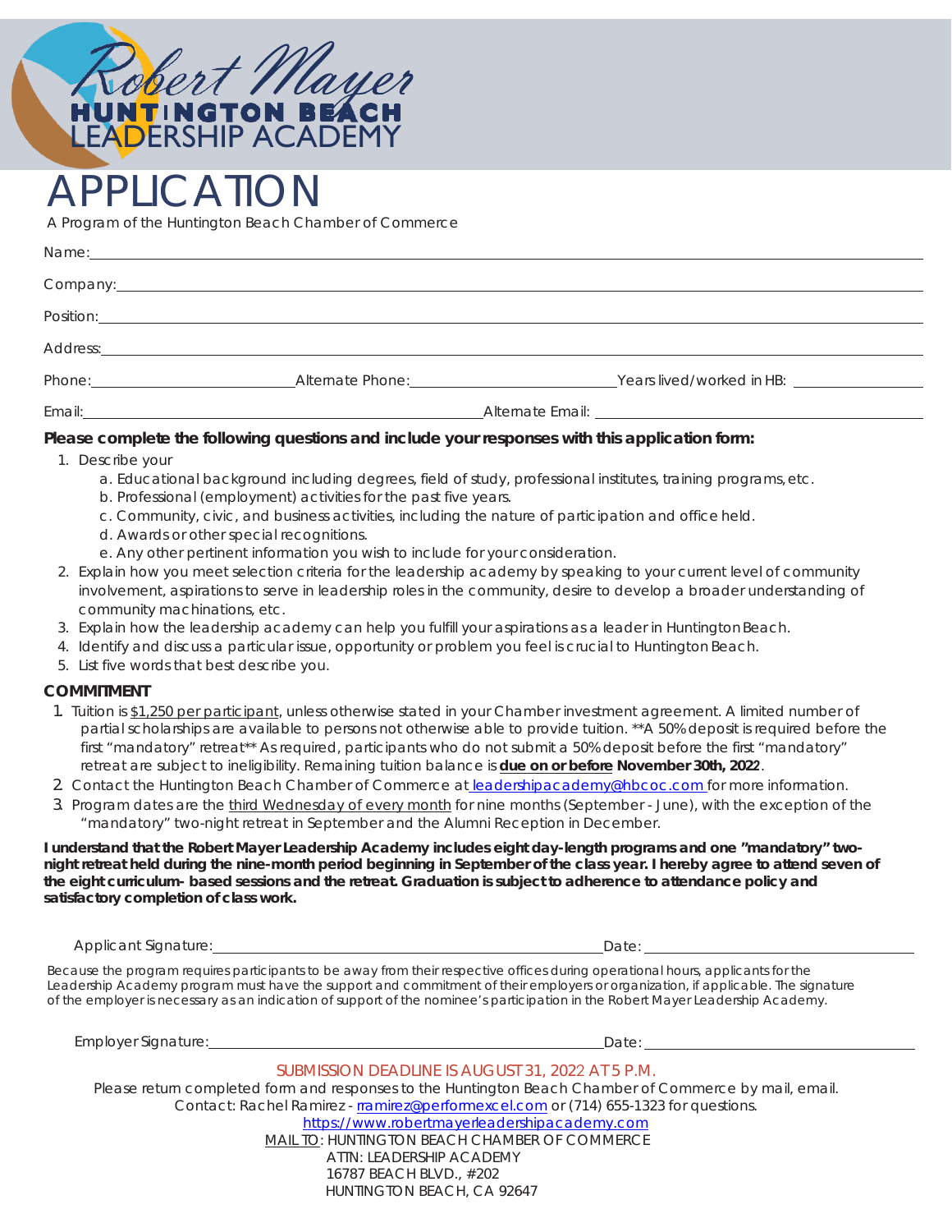Robert Mayer
HUNTINGTON BEACH
LEADERSHIP ACADEMY

# APPLICATION

A Program of the Huntington Beach Chamber of Commerce

Name: ______________________________________________

Company: ______________________________________________

Position: ______________________________________________

Address: ______________________________________________

Phone: ______________ Alternate Phone: ______________ Years lived/worked in HB: __________

Email: ______________________________ Alternate Email: ______________________________

**Please complete the following questions and include your responses with this application form:**

1. Describe your
   a. Educational background including degrees, field of study, professional institutes, training programs, etc.
   b. Professional (employment) activities for the past five years.
   c. Community, civic, and business activities, including the nature of participation and office held.
   d. Awards or other special recognitions.
   e. Any other pertinent information you wish to include for your consideration.
2. Explain how you meet selection criteria for the leadership academy by speaking to your current level of community involvement, aspirations to serve in leadership roles in the community, desire to develop a broader understanding of community machinations, etc.
3. Explain how the leadership academy can help you fulfill your aspirations as a leader in Huntington Beach.
4. Identify and discuss a particular issue, opportunity or problem you feel is crucial to Huntington Beach.
5. List five words that best describe you.

**COMMITMENT**

1. Tuition is <u>$1,250 per participant</u>, unless otherwise stated in your Chamber investment agreement. A limited number of partial scholarships are available to persons not otherwise able to provide tuition. **A 50% deposit is required before the first "mandatory" retreat** As required, participants who do not submit a 50% deposit before the first "mandatory" retreat are subject to ineligibility. Remaining tuition balance is **<u>due on or before</u> November 30th, 2022**.
2. Contact the Huntington Beach Chamber of Commerce at leadershipacademy@hbcoc.com for more information.
3. Program dates are the <u>third Wednesday of every month</u> for nine months (September - June), with the exception of the "mandatory" two-night retreat in September and the Alumni Reception in December.

**I understand that the Robert Mayer Leadership Academy includes eight day-length programs and one "mandatory" two-night retreat held during the nine-month period beginning in September of the class year. I hereby agree to attend seven of the eight curriculum- based sessions and the retreat. Graduation is subject to adherence to attendance policy and satisfactory completion of class work.**

Applicant Signature: ______________________________ Date: ______________

*Because the program requires participants to be away from their respective offices during operational hours, applicants for the Leadership Academy program must have the support and commitment of their employers or organization, if applicable. The signature of the employer is necessary as an indication of support of the nominee's participation in the Robert Mayer Leadership Academy.*

Employer Signature: ______________________________ Date: ______________

SUBMISSION DEADLINE IS AUGUST 31, 2022 AT 5 P.M.

Please return completed form and responses to the Huntington Beach Chamber of Commerce by mail, email.
Contact: Rachel Ramirez - rramirez@performexcel.com or (714) 655-1323 for questions.
https://www.robertmayerleadershipacademy.com

<u>MAIL TO</u>: HUNTINGTON BEACH CHAMBER OF COMMERCE
ATTN: LEADERSHIP ACADEMY
16787 BEACH BLVD., #202
HUNTINGTON BEACH, CA 92647